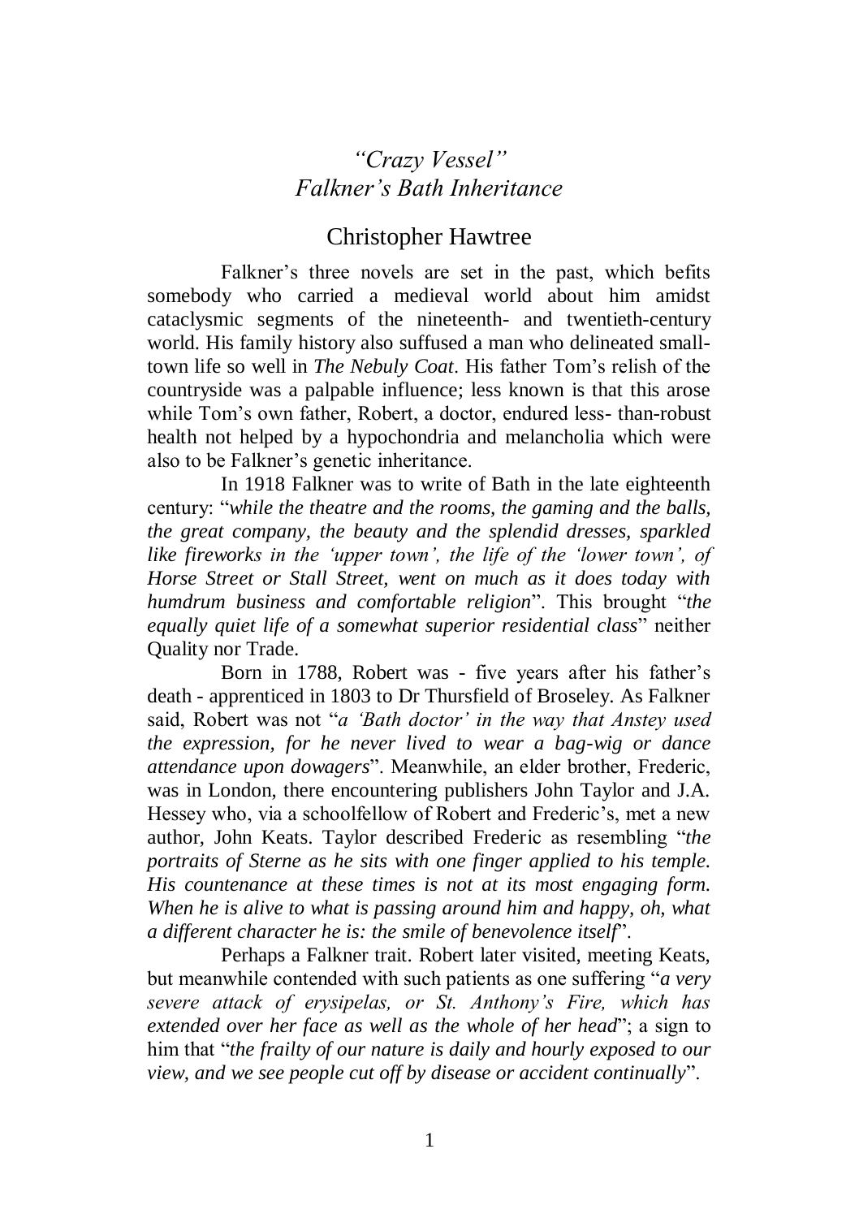# *"Crazy Vessel"* *Falkner's Bath Inheritance*

## Christopher Hawtree

Falkner's three novels are set in the past, which befits somebody who carried a medieval world about him amidst cataclysmic segments of the nineteenth- and twentieth-century world. His family history also suffused a man who delineated small-town life so well in *The Nebuly Coat*. His father Tom's relish of the countryside was a palpable influence; less known is that this arose while Tom's own father, Robert, a doctor, endured less- than-robust health not helped by a hypochondria and melancholia which were also to be Falkner's genetic inheritance.

In 1918 Falkner was to write of Bath in the late eighteenth century: "***while the theatre and the rooms, the gaming and the balls, the great company, the beauty and the splendid dresses, sparkled like fireworks in the 'upper town', the life of the 'lower town', of Horse Street or Stall Street, went on much as it does today with humdrum business and comfortable religion***". This brought "***the equally quiet life of a somewhat superior residential class***" neither Quality nor Trade.

Born in 1788, Robert was - five years after his father's death - apprenticed in 1803 to Dr Thursfield of Broseley. As Falkner said, Robert was not "***a 'Bath doctor' in the way that Anstey used the expression, for he never lived to wear a bag-wig or dance attendance upon dowagers***". Meanwhile, an elder brother, Frederic, was in London, there encountering publishers John Taylor and J.A. Hessey who, via a schoolfellow of Robert and Frederic's, met a new author, John Keats. Taylor described Frederic as resembling "***the portraits of Sterne as he sits with one finger applied to his temple. His countenance at these times is not at its most engaging form. When he is alive to what is passing around him and happy, oh, what a different character he is: the smile of benevolence itself***".

Perhaps a Falkner trait. Robert later visited, meeting Keats, but meanwhile contended with such patients as one suffering "***a very severe attack of erysipelas, or St. Anthony's Fire, which has extended over her face as well as the whole of her head***"; a sign to him that "***the frailty of our nature is daily and hourly exposed to our view, and we see people cut off by disease or accident continually***".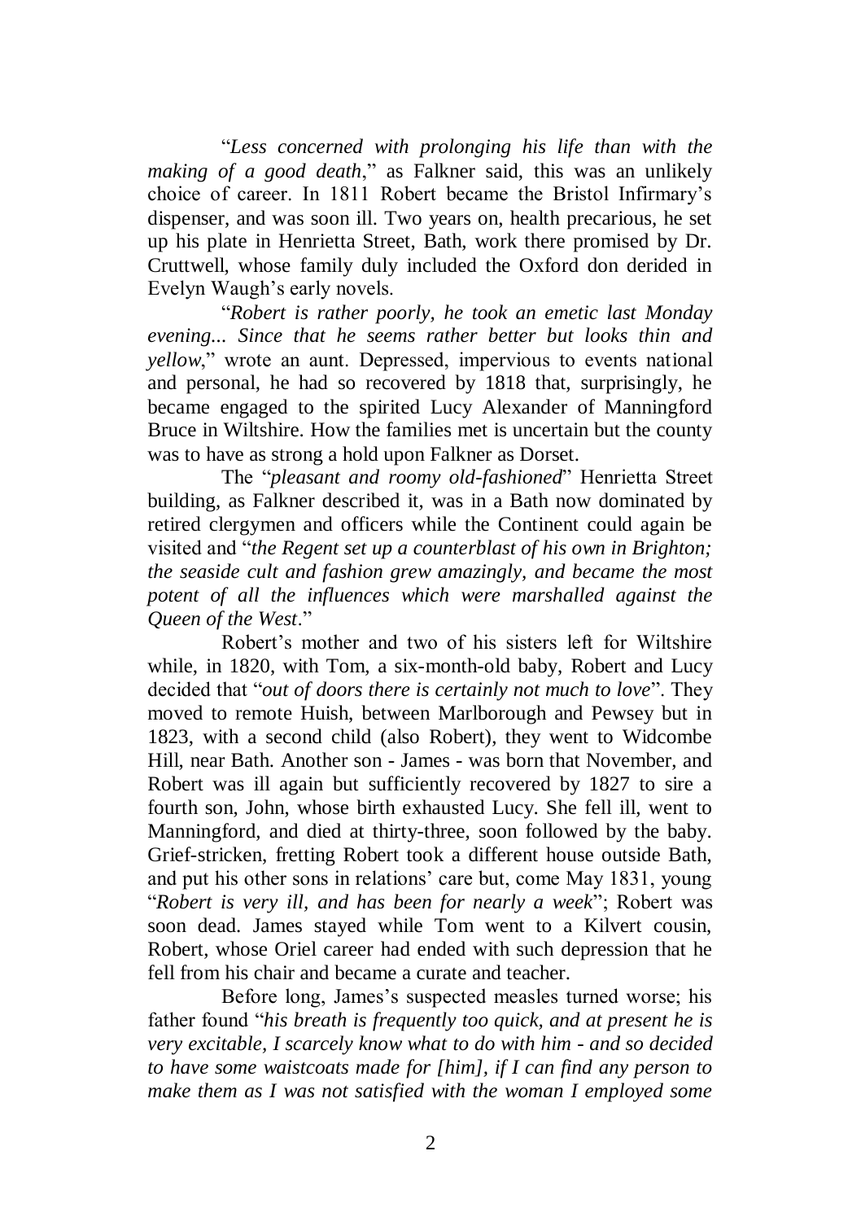“*Less concerned with prolonging his life than with the making of a good death*,” as Falkner said, this was an unlikely choice of career. In 1811 Robert became the Bristol Infirmary’s dispenser, and was soon ill. Two years on, health precarious, he set up his plate in Henrietta Street, Bath, work there promised by Dr. Cruttwell, whose family duly included the Oxford don derided in Evelyn Waugh’s early novels.

“*Robert is rather poorly, he took an emetic last Monday evening... Since that he seems rather better but looks thin and yellow*,” wrote an aunt. Depressed, impervious to events national and personal, he had so recovered by 1818 that, surprisingly, he became engaged to the spirited Lucy Alexander of Manningford Bruce in Wiltshire. How the families met is uncertain but the county was to have as strong a hold upon Falkner as Dorset.

The “*pleasant and roomy old-fashioned*” Henrietta Street building, as Falkner described it, was in a Bath now dominated by retired clergymen and officers while the Continent could again be visited and “*the Regent set up a counterblast of his own in Brighton; the seaside cult and fashion grew amazingly, and became the most potent of all the influences which were marshalled against the Queen of the West*.”

Robert’s mother and two of his sisters left for Wiltshire while, in 1820, with Tom, a six-month-old baby, Robert and Lucy decided that “*out of doors there is certainly not much to love*”. They moved to remote Huish, between Marlborough and Pewsey but in 1823, with a second child (also Robert), they went to Widcombe Hill, near Bath. Another son - James - was born that November, and Robert was ill again but sufficiently recovered by 1827 to sire a fourth son, John, whose birth exhausted Lucy. She fell ill, went to Manningford, and died at thirty-three, soon followed by the baby. Grief-stricken, fretting Robert took a different house outside Bath, and put his other sons in relations’ care but, come May 1831, young “*Robert is very ill, and has been for nearly a week*”; Robert was soon dead. James stayed while Tom went to a Kilvert cousin, Robert, whose Oriel career had ended with such depression that he fell from his chair and became a curate and teacher.

Before long, James’s suspected measles turned worse; his father found “*his breath is frequently too quick, and at present he is very excitable, I scarcely know what to do with him - and so decided to have some waistcoats made for [him], if I can find any person to make them as I was not satisfied with the woman I employed some*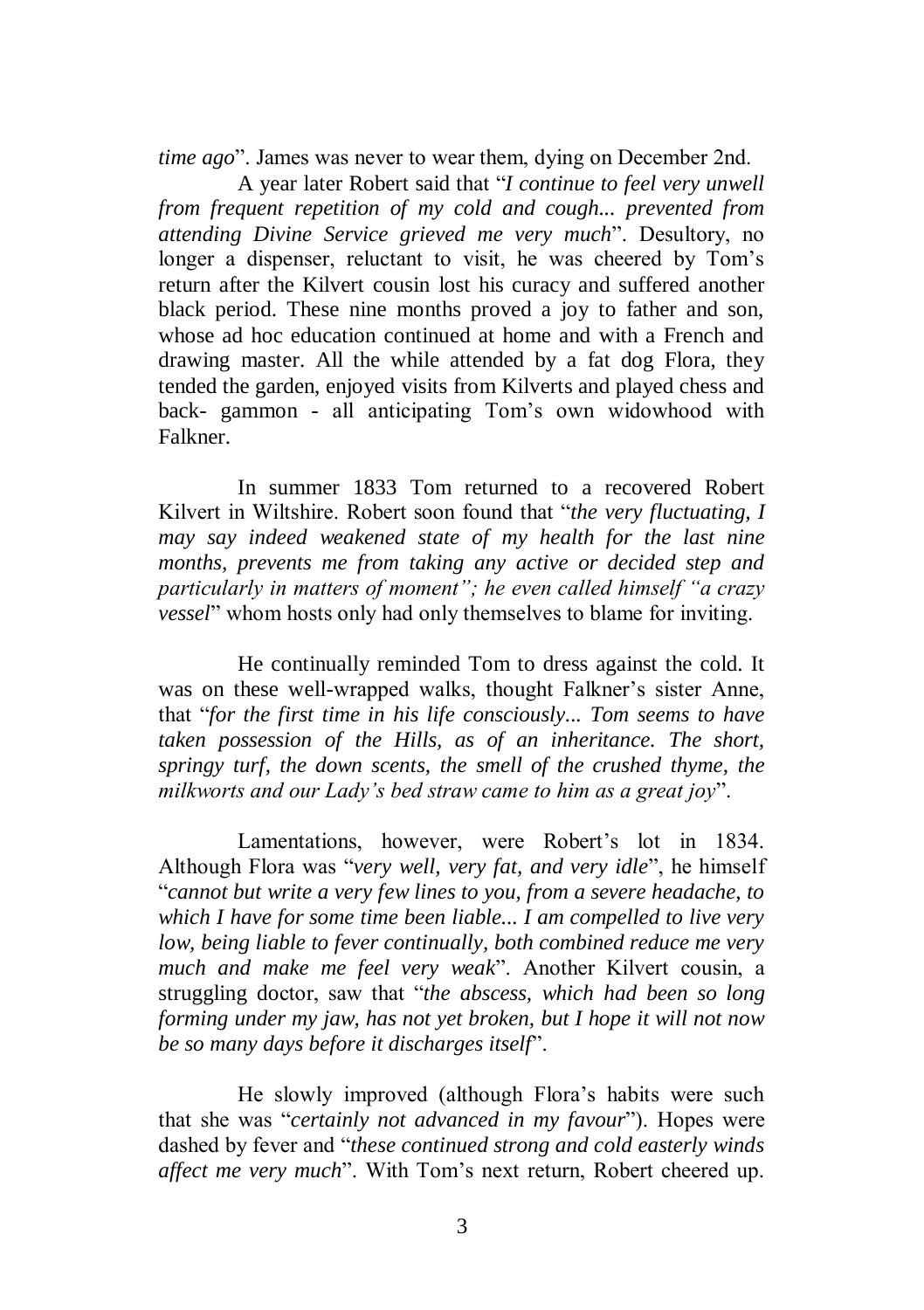*time ago*". James was never to wear them, dying on December 2nd.

A year later Robert said that "*I continue to feel very unwell from frequent repetition of my cold and cough... prevented from attending Divine Service grieved me very much*". Desultory, no longer a dispenser, reluctant to visit, he was cheered by Tom's return after the Kilvert cousin lost his curacy and suffered another black period. These nine months proved a joy to father and son, whose ad hoc education continued at home and with a French and drawing master. All the while attended by a fat dog Flora, they tended the garden, enjoyed visits from Kilverts and played chess and back- gammon - all anticipating Tom's own widowhood with Falkner.

In summer 1833 Tom returned to a recovered Robert Kilvert in Wiltshire. Robert soon found that "*the very fluctuating, I may say indeed weakened state of my health for the last nine months, prevents me from taking any active or decided step and particularly in matters of moment"; he even called himself "a crazy vessel*" whom hosts only had only themselves to blame for inviting.

He continually reminded Tom to dress against the cold. It was on these well-wrapped walks, thought Falkner's sister Anne, that "*for the first time in his life consciously... Tom seems to have taken possession of the Hills, as of an inheritance. The short, springy turf, the down scents, the smell of the crushed thyme, the milkworts and our Lady's bed straw came to him as a great joy*".

Lamentations, however, were Robert's lot in 1834. Although Flora was "*very well, very fat, and very idle*", he himself "*cannot but write a very few lines to you, from a severe headache, to which I have for some time been liable... I am compelled to live very low, being liable to fever continually, both combined reduce me very much and make me feel very weak*". Another Kilvert cousin, a struggling doctor, saw that "*the abscess, which had been so long forming under my jaw, has not yet broken, but I hope it will not now be so many days before it discharges itself*".

He slowly improved (although Flora's habits were such that she was "*certainly not advanced in my favour*"). Hopes were dashed by fever and "*these continued strong and cold easterly winds affect me very much*". With Tom's next return, Robert cheered up.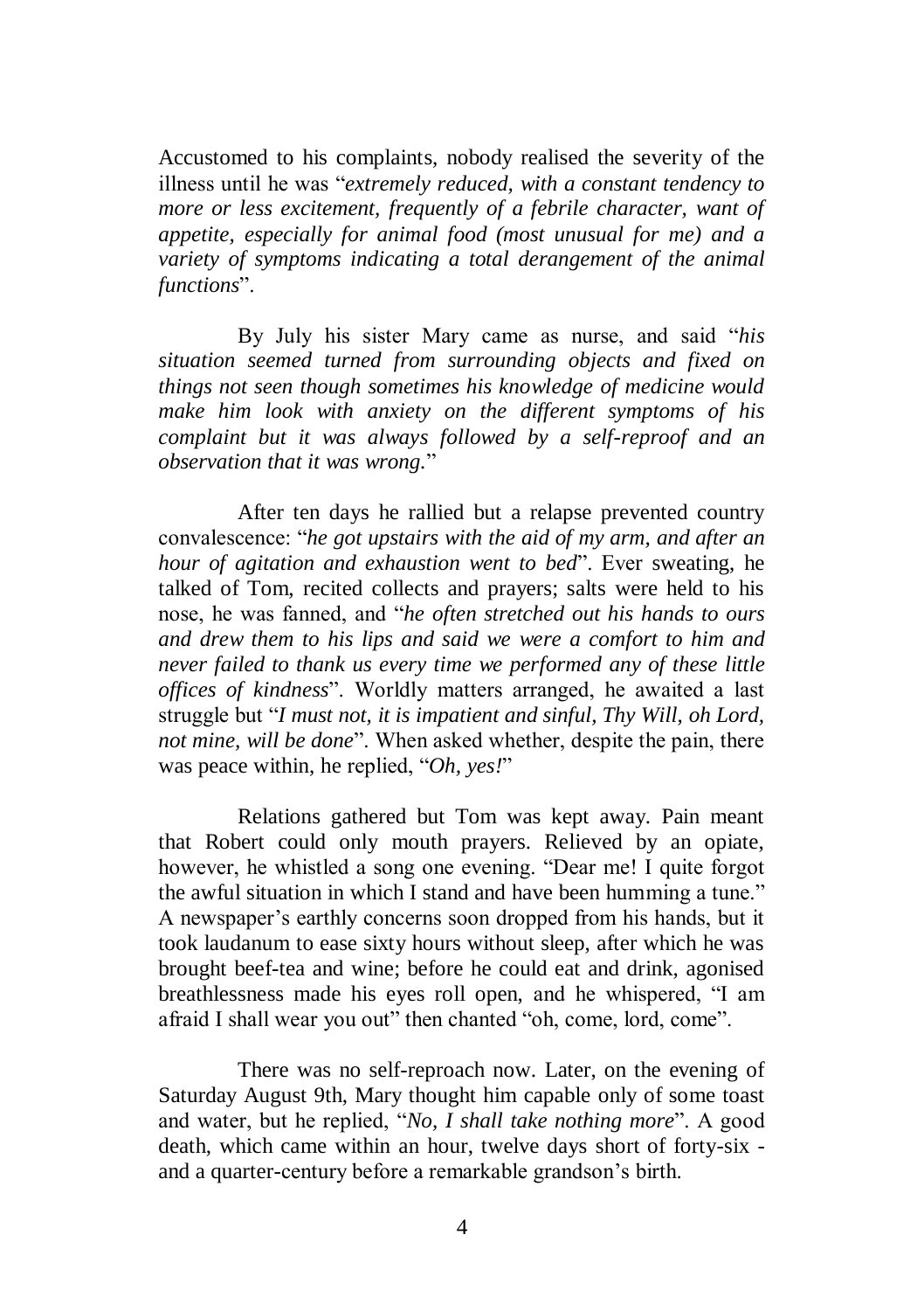Accustomed to his complaints, nobody realised the severity of the illness until he was "*extremely reduced, with a constant tendency to more or less excitement, frequently of a febrile character, want of appetite, especially for animal food (most unusual for me) and a variety of symptoms indicating a total derangement of the animal functions*".

By July his sister Mary came as nurse, and said "*his situation seemed turned from surrounding objects and fixed on things not seen though sometimes his knowledge of medicine would make him look with anxiety on the different symptoms of his complaint but it was always followed by a self-reproof and an observation that it was wrong.*"

After ten days he rallied but a relapse prevented country convalescence: "*he got upstairs with the aid of my arm, and after an hour of agitation and exhaustion went to bed*". Ever sweating, he talked of Tom, recited collects and prayers; salts were held to his nose, he was fanned, and "*he often stretched out his hands to ours and drew them to his lips and said we were a comfort to him and never failed to thank us every time we performed any of these little offices of kindness*". Worldly matters arranged, he awaited a last struggle but "*I must not, it is impatient and sinful, Thy Will, oh Lord, not mine, will be done*". When asked whether, despite the pain, there was peace within, he replied, "*Oh, yes!*"

Relations gathered but Tom was kept away. Pain meant that Robert could only mouth prayers. Relieved by an opiate, however, he whistled a song one evening. "Dear me! I quite forgot the awful situation in which I stand and have been humming a tune." A newspaper's earthly concerns soon dropped from his hands, but it took laudanum to ease sixty hours without sleep, after which he was brought beef-tea and wine; before he could eat and drink, agonised breathlessness made his eyes roll open, and he whispered, "I am afraid I shall wear you out" then chanted "oh, come, lord, come".

There was no self-reproach now. Later, on the evening of Saturday August 9th, Mary thought him capable only of some toast and water, but he replied, "*No, I shall take nothing more*". A good death, which came within an hour, twelve days short of forty-six - and a quarter-century before a remarkable grandson's birth.